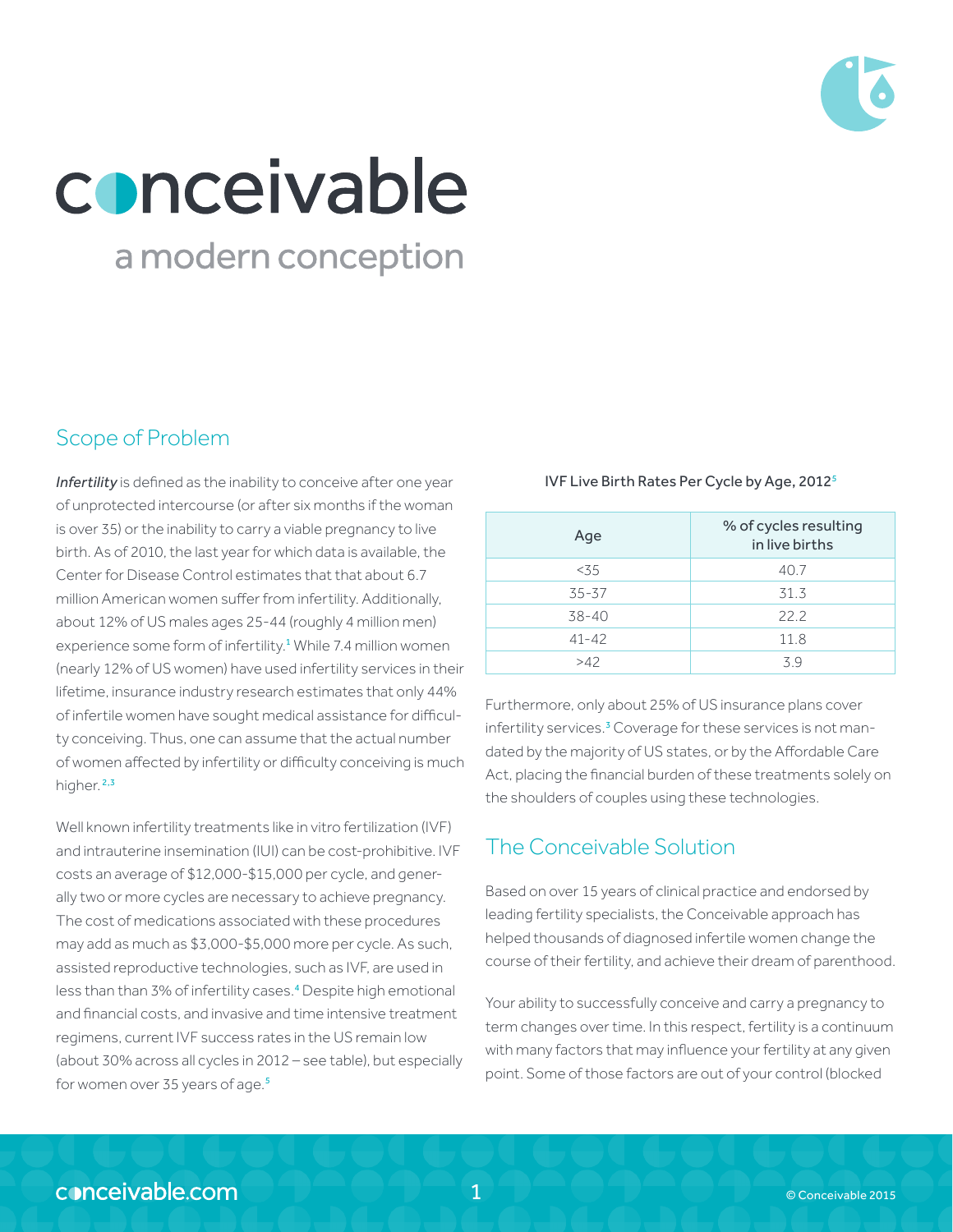# conceivable

## a modern conception

## Scope of Problem

*Infertility* is defined as the inability to conceive after one year of unprotected intercourse (or after six months if the woman is over 35) or the inability to carry a viable pregnancy to live birth. As of 2010, the last year for which data is available, the Center for Disease Control estimates that that about 6.7 million American women suffer from infertility. Additionally, about 12% of US males ages 25-44 (roughly 4 million men) experience some form of infertility.[1] While 7.4 million women (nearly 12% of US women) have used infertility services in their lifetime, insurance industry research estimates that only 44% of infertile women have sought medical assistance for difficulty conceiving. Thus, one can assume that the actual number of women affected by infertility or difficulty conceiving is much higher.[2,3]

Well known infertility treatments like in vitro fertilization (IVF) and intrauterine insemination (IUI) can be cost-prohibitive. IVF costs an average of $12,000-$15,000 per cycle, and generally two or more cycles are necessary to achieve pregnancy. The cost of medications associated with these procedures may add as much as $3,000-$5,000 more per cycle. As such, assisted reproductive technologies, such as IVF, are used in less than than 3% of infertility cases.[4] Despite high emotional and financial costs, and invasive and time intensive treatment regimens, current IVF success rates in the US remain low (about 30% across all cycles in 2012 – see table), but especially for women over 35 years of age.[5]

IVF Live Birth Rates Per Cycle by Age, 2012[5]

| Age | % of cycles resulting in live births |
|---|---|
| <35 | 40.7 |
| 35-37 | 31.3 |
| 38-40 | 22.2 |
| 41-42 | 11.8 |
| >42 | 3.9 |

Furthermore, only about 25% of US insurance plans cover infertility services.[3] Coverage for these services is not mandated by the majority of US states, or by the Affordable Care Act, placing the financial burden of these treatments solely on the shoulders of couples using these technologies.

## The Conceivable Solution

Based on over 15 years of clinical practice and endorsed by leading fertility specialists, the Conceivable approach has helped thousands of diagnosed infertile women change the course of their fertility, and achieve their dream of parenthood.

Your ability to successfully conceive and carry a pregnancy to term changes over time. In this respect, fertility is a continuum with many factors that may influence your fertility at any given point. Some of those factors are out of your control (blocked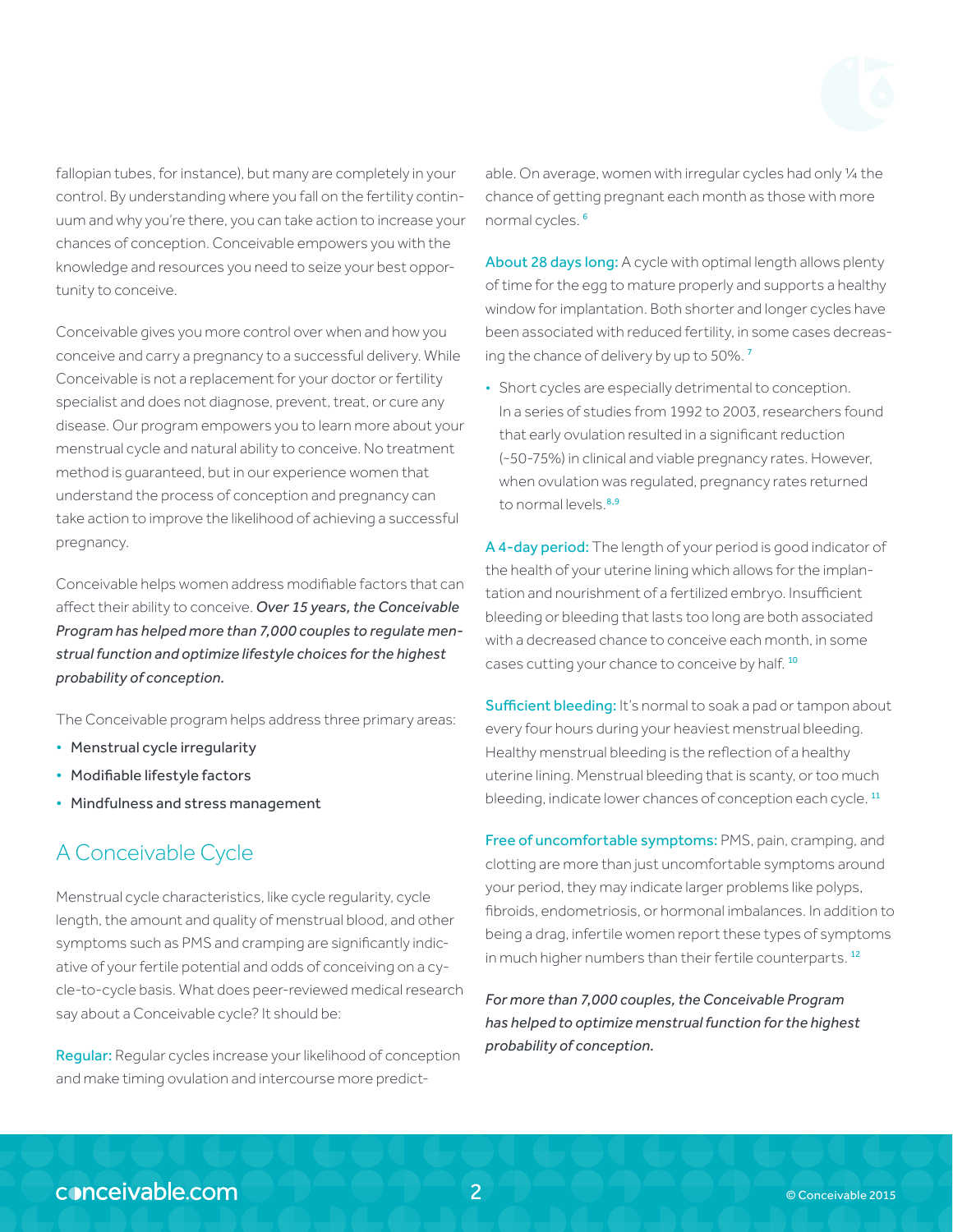fallopian tubes, for instance), but many are completely in your control. By understanding where you fall on the fertility continuum and why you're there, you can take action to increase your chances of conception. Conceivable empowers you with the knowledge and resources you need to seize your best opportunity to conceive.

Conceivable gives you more control over when and how you conceive and carry a pregnancy to a successful delivery. While Conceivable is not a replacement for your doctor or fertility specialist and does not diagnose, prevent, treat, or cure any disease. Our program empowers you to learn more about your menstrual cycle and natural ability to conceive. No treatment method is guaranteed, but in our experience women that understand the process of conception and pregnancy can take action to improve the likelihood of achieving a successful pregnancy.

Conceivable helps women address modifiable factors that can affect their ability to conceive. *Over 15 years, the Conceivable Program has helped more than 7,000 couples to regulate menstrual function and optimize lifestyle choices for the highest probability of conception.*

The Conceivable program helps address three primary areas:

- Menstrual cycle irregularity
- Modifiable lifestyle factors
- Mindfulness and stress management

## A Conceivable Cycle

Menstrual cycle characteristics, like cycle regularity, cycle length, the amount and quality of menstrual blood, and other symptoms such as PMS and cramping are significantly indicative of your fertile potential and odds of conceiving on a cycle-to-cycle basis. What does peer-reviewed medical research say about a Conceivable cycle? It should be:

Regular: Regular cycles increase your likelihood of conception and make timing ovulation and intercourse more predictable. On average, women with irregular cycles had only ¼ the chance of getting pregnant each month as those with more normal cycles. [6]

About 28 days long: A cycle with optimal length allows plenty of time for the egg to mature properly and supports a healthy window for implantation. Both shorter and longer cycles have been associated with reduced fertility, in some cases decreasing the chance of delivery by up to 50%. [7]

- Short cycles are especially detrimental to conception. In a series of studies from 1992 to 2003, researchers found that early ovulation resulted in a significant reduction (~50-75%) in clinical and viable pregnancy rates. However, when ovulation was regulated, pregnancy rates returned to normal levels.[8,9]

A 4-day period: The length of your period is good indicator of the health of your uterine lining which allows for the implantation and nourishment of a fertilized embryo. Insufficient bleeding or bleeding that lasts too long are both associated with a decreased chance to conceive each month, in some cases cutting your chance to conceive by half. [10]

Sufficient bleeding: It's normal to soak a pad or tampon about every four hours during your heaviest menstrual bleeding. Healthy menstrual bleeding is the reflection of a healthy uterine lining. Menstrual bleeding that is scanty, or too much bleeding, indicate lower chances of conception each cycle. [11]

Free of uncomfortable symptoms: PMS, pain, cramping, and clotting are more than just uncomfortable symptoms around your period, they may indicate larger problems like polyps, fibroids, endometriosis, or hormonal imbalances. In addition to being a drag, infertile women report these types of symptoms in much higher numbers than their fertile counterparts. [12]

*For more than 7,000 couples, the Conceivable Program has helped to optimize menstrual function for the highest probability of conception.*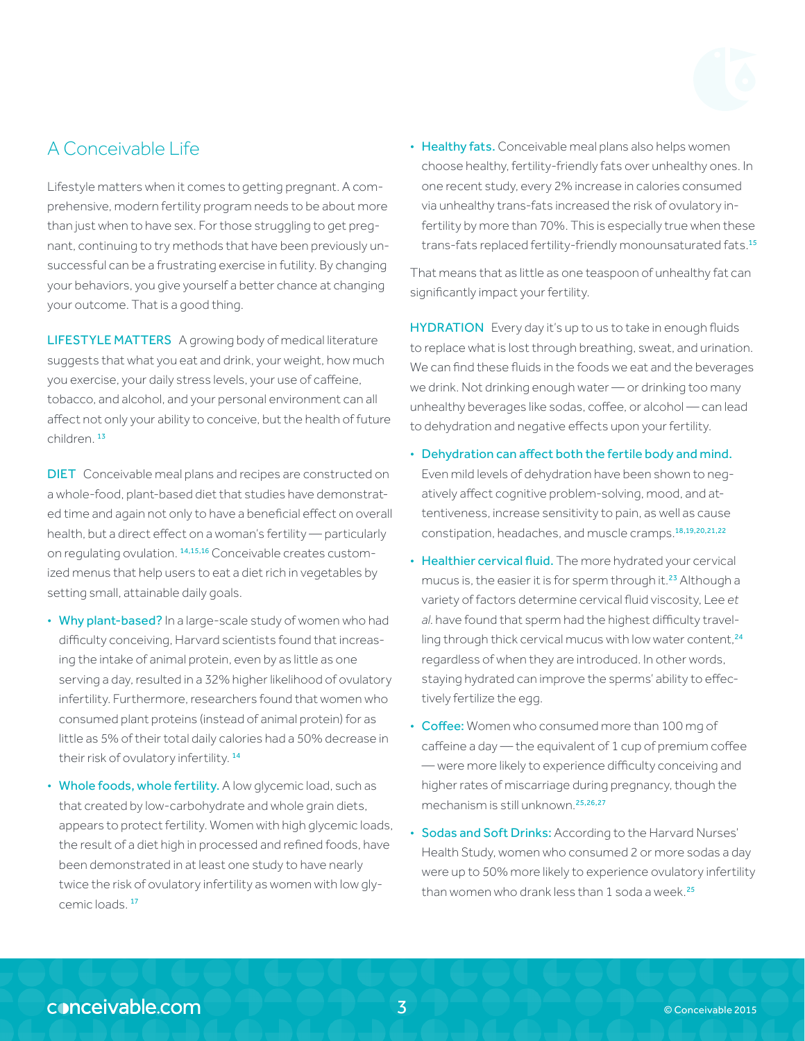## A Conceivable Life

Lifestyle matters when it comes to getting pregnant. A comprehensive, modern fertility program needs to be about more than just when to have sex. For those struggling to get pregnant, continuing to try methods that have been previously unsuccessful can be a frustrating exercise in futility. By changing your behaviors, you give yourself a better chance at changing your outcome. That is a good thing.

**LIFESTYLE MATTERS** A growing body of medical literature suggests that what you eat and drink, your weight, how much you exercise, your daily stress levels, your use of caffeine, tobacco, and alcohol, and your personal environment can all affect not only your ability to conceive, but the health of future children. [13]

**DIET** Conceivable meal plans and recipes are constructed on a whole-food, plant-based diet that studies have demonstrated time and again not only to have a beneficial effect on overall health, but a direct effect on a woman's fertility — particularly on regulating ovulation. [14,15,16] Conceivable creates customized menus that help users to eat a diet rich in vegetables by setting small, attainable daily goals.

- **Why plant-based?** In a large-scale study of women who had difficulty conceiving, Harvard scientists found that increasing the intake of animal protein, even by as little as one serving a day, resulted in a 32% higher likelihood of ovulatory infertility. Furthermore, researchers found that women who consumed plant proteins (instead of animal protein) for as little as 5% of their total daily calories had a 50% decrease in their risk of ovulatory infertility. [14]
- **Whole foods, whole fertility.** A low glycemic load, such as that created by low-carbohydrate and whole grain diets, appears to protect fertility. Women with high glycemic loads, the result of a diet high in processed and refined foods, have been demonstrated in at least one study to have nearly twice the risk of ovulatory infertility as women with low glycemic loads. [17]
- **Healthy fats.** Conceivable meal plans also helps women choose healthy, fertility-friendly fats over unhealthy ones. In one recent study, every 2% increase in calories consumed via unhealthy trans-fats increased the risk of ovulatory infertility by more than 70%. This is especially true when these trans-fats replaced fertility-friendly monounsaturated fats.[15]

That means that as little as one teaspoon of unhealthy fat can significantly impact your fertility.

**HYDRATION** Every day it's up to us to take in enough fluids to replace what is lost through breathing, sweat, and urination. We can find these fluids in the foods we eat and the beverages we drink. Not drinking enough water — or drinking too many unhealthy beverages like sodas, coffee, or alcohol — can lead to dehydration and negative effects upon your fertility.

- **Dehydration can affect both the fertile body and mind.** Even mild levels of dehydration have been shown to negatively affect cognitive problem-solving, mood, and attentiveness, increase sensitivity to pain, as well as cause constipation, headaches, and muscle cramps.[18,19,20,21,22]
- **Healthier cervical fluid.** The more hydrated your cervical mucus is, the easier it is for sperm through it.[23] Although a variety of factors determine cervical fluid viscosity, Lee *et al.* have found that sperm had the highest difficulty travelling through thick cervical mucus with low water content,[24] regardless of when they are introduced. In other words, staying hydrated can improve the sperms' ability to effectively fertilize the egg.
- **Coffee:** Women who consumed more than 100 mg of caffeine a day — the equivalent of 1 cup of premium coffee — were more likely to experience difficulty conceiving and higher rates of miscarriage during pregnancy, though the mechanism is still unknown.[25,26,27]
- **Sodas and Soft Drinks:** According to the Harvard Nurses' Health Study, women who consumed 2 or more sodas a day were up to 50% more likely to experience ovulatory infertility than women who drank less than 1 soda a week.[25]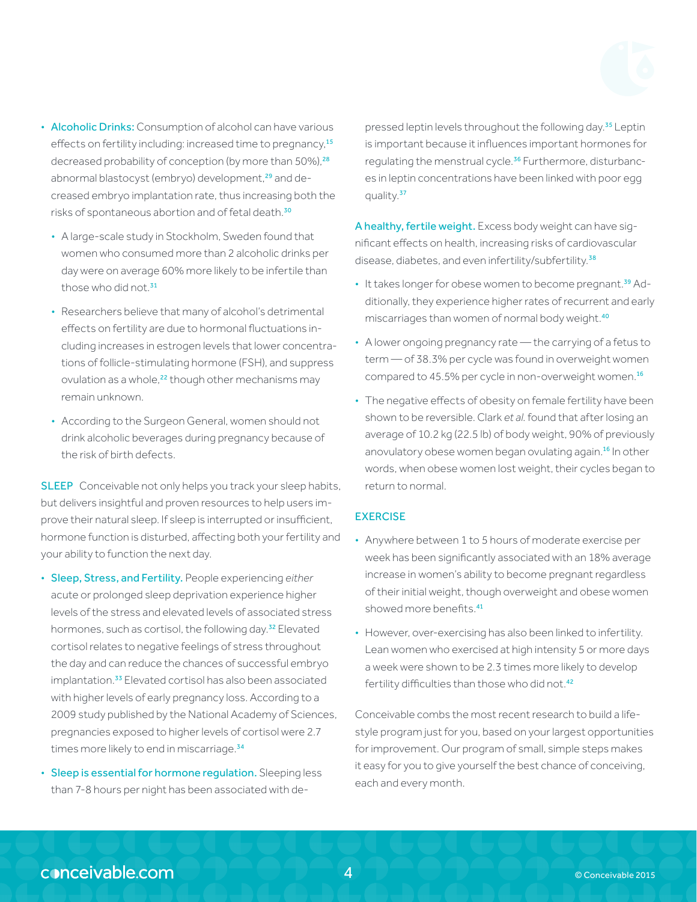- **Alcoholic Drinks:** Consumption of alcohol can have various effects on fertility including: increased time to pregnancy,[15] decreased probability of conception (by more than 50%),[28] abnormal blastocyst (embryo) development,[29] and decreased embryo implantation rate, thus increasing both the risks of spontaneous abortion and of fetal death.[30]
  - A large-scale study in Stockholm, Sweden found that women who consumed more than 2 alcoholic drinks per day were on average 60% more likely to be infertile than those who did not.[31]
  - Researchers believe that many of alcohol's detrimental effects on fertility are due to hormonal fluctuations including increases in estrogen levels that lower concentrations of follicle-stimulating hormone (FSH), and suppress ovulation as a whole,[22] though other mechanisms may remain unknown.
  - According to the Surgeon General, women should not drink alcoholic beverages during pregnancy because of the risk of birth defects.

## SLEEP

Conceivable not only helps you track your sleep habits, but delivers insightful and proven resources to help users improve their natural sleep. If sleep is interrupted or insufficient, hormone function is disturbed, affecting both your fertility and your ability to function the next day.

- **Sleep, Stress, and Fertility.** People experiencing *either* acute or prolonged sleep deprivation experience higher levels of the stress and elevated levels of associated stress hormones, such as cortisol, the following day.[32] Elevated cortisol relates to negative feelings of stress throughout the day and can reduce the chances of successful embryo implantation.[33] Elevated cortisol has also been associated with higher levels of early pregnancy loss. According to a 2009 study published by the National Academy of Sciences, pregnancies exposed to higher levels of cortisol were 2.7 times more likely to end in miscarriage.[34]
- **Sleep is essential for hormone regulation.** Sleeping less than 7-8 hours per night has been associated with depressed leptin levels throughout the following day.[35] Leptin is important because it influences important hormones for regulating the menstrual cycle.[36] Furthermore, disturbances in leptin concentrations have been linked with poor egg quality.[37]

**A healthy, fertile weight.** Excess body weight can have significant effects on health, increasing risks of cardiovascular disease, diabetes, and even infertility/subfertility.[38]

- It takes longer for obese women to become pregnant.[39] Additionally, they experience higher rates of recurrent and early miscarriages than women of normal body weight.[40]
- A lower ongoing pregnancy rate — the carrying of a fetus to term — of 38.3% per cycle was found in overweight women compared to 45.5% per cycle in non-overweight women.[16]
- The negative effects of obesity on female fertility have been shown to be reversible. Clark *et al.* found that after losing an average of 10.2 kg (22.5 lb) of body weight, 90% of previously anovulatory obese women began ovulating again.[16] In other words, when obese women lost weight, their cycles began to return to normal.

## EXERCISE

- Anywhere between 1 to 5 hours of moderate exercise per week has been significantly associated with an 18% average increase in women's ability to become pregnant regardless of their initial weight, though overweight and obese women showed more benefits.[41]
- However, over-exercising has also been linked to infertility. Lean women who exercised at high intensity 5 or more days a week were shown to be 2.3 times more likely to develop fertility difficulties than those who did not.[42]

Conceivable combs the most recent research to build a lifestyle program just for you, based on your largest opportunities for improvement. Our program of small, simple steps makes it easy for you to give yourself the best chance of conceiving, each and every month.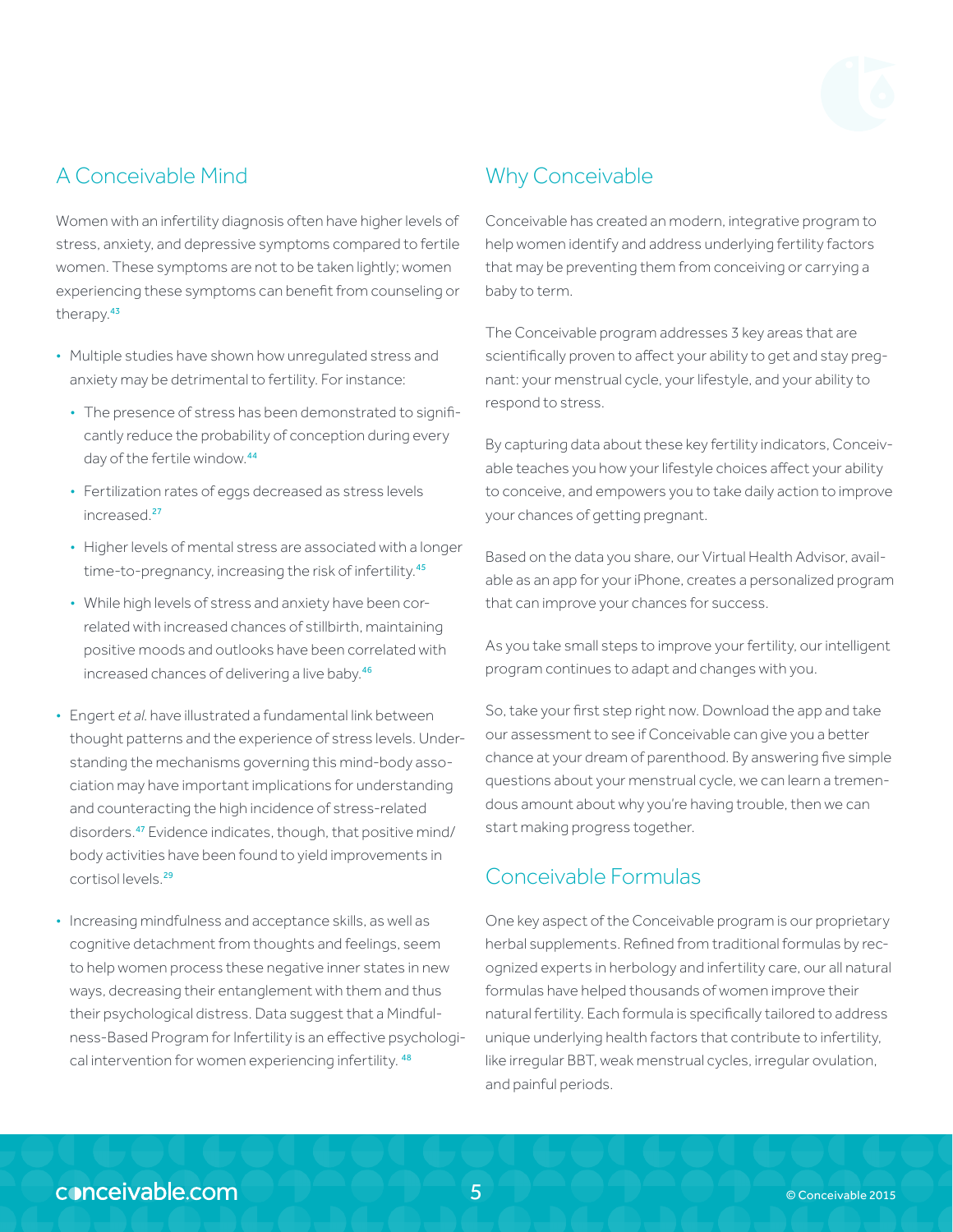## A Conceivable Mind

Women with an infertility diagnosis often have higher levels of stress, anxiety, and depressive symptoms compared to fertile women. These symptoms are not to be taken lightly; women experiencing these symptoms can benefit from counseling or therapy.[43]

- Multiple studies have shown how unregulated stress and anxiety may be detrimental to fertility. For instance:
  - The presence of stress has been demonstrated to significantly reduce the probability of conception during every day of the fertile window.[44]
  - Fertilization rates of eggs decreased as stress levels increased.[27]
  - Higher levels of mental stress are associated with a longer time-to-pregnancy, increasing the risk of infertility.[45]
  - While high levels of stress and anxiety have been correlated with increased chances of stillbirth, maintaining positive moods and outlooks have been correlated with increased chances of delivering a live baby.[46]
- Engert *et al.* have illustrated a fundamental link between thought patterns and the experience of stress levels. Understanding the mechanisms governing this mind-body association may have important implications for understanding and counteracting the high incidence of stress-related disorders.[47] Evidence indicates, though, that positive mind/body activities have been found to yield improvements in cortisol levels.[29]
- Increasing mindfulness and acceptance skills, as well as cognitive detachment from thoughts and feelings, seem to help women process these negative inner states in new ways, decreasing their entanglement with them and thus their psychological distress. Data suggest that a Mindfulness-Based Program for Infertility is an effective psychological intervention for women experiencing infertility.[48]

## Why Conceivable

Conceivable has created an modern, integrative program to help women identify and address underlying fertility factors that may be preventing them from conceiving or carrying a baby to term.

The Conceivable program addresses 3 key areas that are scientifically proven to affect your ability to get and stay pregnant: your menstrual cycle, your lifestyle, and your ability to respond to stress.

By capturing data about these key fertility indicators, Conceivable teaches you how your lifestyle choices affect your ability to conceive, and empowers you to take daily action to improve your chances of getting pregnant.

Based on the data you share, our Virtual Health Advisor, available as an app for your iPhone, creates a personalized program that can improve your chances for success.

As you take small steps to improve your fertility, our intelligent program continues to adapt and changes with you.

So, take your first step right now. Download the app and take our assessment to see if Conceivable can give you a better chance at your dream of parenthood. By answering five simple questions about your menstrual cycle, we can learn a tremendous amount about why you're having trouble, then we can start making progress together.

## Conceivable Formulas

One key aspect of the Conceivable program is our proprietary herbal supplements. Refined from traditional formulas by recognized experts in herbology and infertility care, our all natural formulas have helped thousands of women improve their natural fertility. Each formula is specifically tailored to address unique underlying health factors that contribute to infertility, like irregular BBT, weak menstrual cycles, irregular ovulation, and painful periods.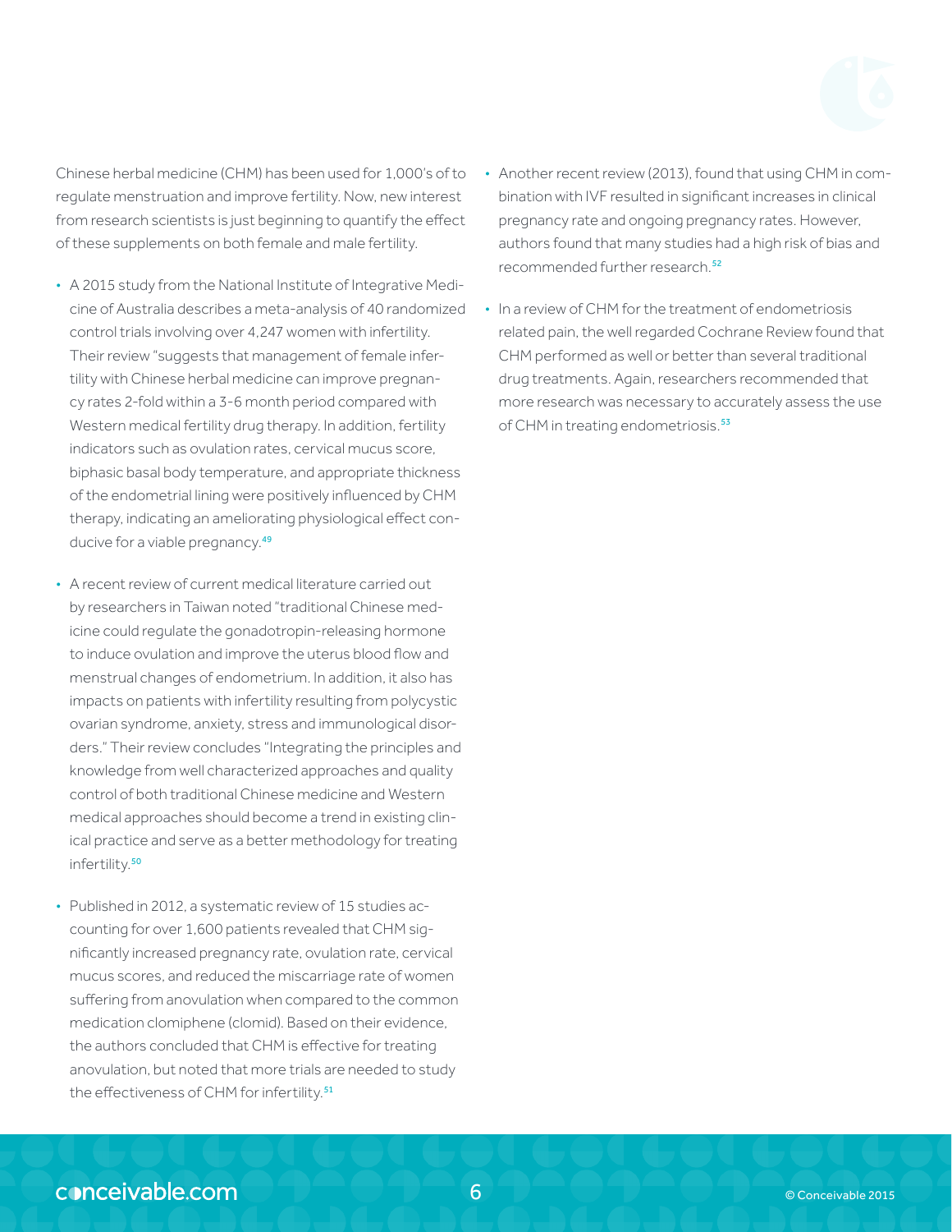Chinese herbal medicine (CHM) has been used for 1,000's of to regulate menstruation and improve fertility. Now, new interest from research scientists is just beginning to quantify the effect of these supplements on both female and male fertility.

- A 2015 study from the National Institute of Integrative Medicine of Australia describes a meta-analysis of 40 randomized control trials involving over 4,247 women with infertility. Their review "suggests that management of female infertility with Chinese herbal medicine can improve pregnancy rates 2-fold within a 3-6 month period compared with Western medical fertility drug therapy. In addition, fertility indicators such as ovulation rates, cervical mucus score, biphasic basal body temperature, and appropriate thickness of the endometrial lining were positively influenced by CHM therapy, indicating an ameliorating physiological effect conducive for a viable pregnancy.[49]

- A recent review of current medical literature carried out by researchers in Taiwan noted "traditional Chinese medicine could regulate the gonadotropin-releasing hormone to induce ovulation and improve the uterus blood flow and menstrual changes of endometrium. In addition, it also has impacts on patients with infertility resulting from polycystic ovarian syndrome, anxiety, stress and immunological disorders." Their review concludes "Integrating the principles and knowledge from well characterized approaches and quality control of both traditional Chinese medicine and Western medical approaches should become a trend in existing clinical practice and serve as a better methodology for treating infertility.[50]

- Published in 2012, a systematic review of 15 studies accounting for over 1,600 patients revealed that CHM significantly increased pregnancy rate, ovulation rate, cervical mucus scores, and reduced the miscarriage rate of women suffering from anovulation when compared to the common medication clomiphene (clomid). Based on their evidence, the authors concluded that CHM is effective for treating anovulation, but noted that more trials are needed to study the effectiveness of CHM for infertility.[51]

- Another recent review (2013), found that using CHM in combination with IVF resulted in significant increases in clinical pregnancy rate and ongoing pregnancy rates. However, authors found that many studies had a high risk of bias and recommended further research.[52]

- In a review of CHM for the treatment of endometriosis related pain, the well regarded Cochrane Review found that CHM performed as well or better than several traditional drug treatments. Again, researchers recommended that more research was necessary to accurately assess the use of CHM in treating endometriosis.[53]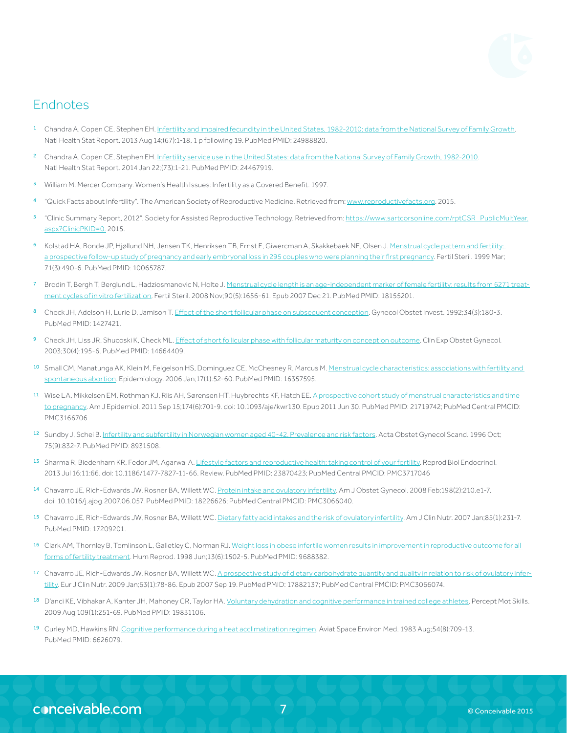## Endnotes

1. Chandra A, Copen CE, Stephen EH. Infertility and impaired fecundity in the United States, 1982-2010: data from the National Survey of Family Growth. Natl Health Stat Report. 2013 Aug 14;(67):1-18, 1 p following 19. PubMed PMID: 24988820.

2. Chandra A, Copen CE, Stephen EH. Infertility service use in the United States: data from the National Survey of Family Growth, 1982-2010. Natl Health Stat Report. 2014 Jan 22;(73):1-21. PubMed PMID: 24467919.

3. William M. Mercer Company. Women's Health Issues: Infertility as a Covered Benefit. 1997.

4. "Quick Facts about Infertility". The American Society of Reproductive Medicine. Retrieved from: www.reproductivefacts.org. 2015.

5. "Clinic Summary Report, 2012". Society for Assisted Reproductive Technology. Retrieved from: https://www.sartcorsonline.com/rptCSR_PublicMultYear.aspx?ClinicPKID=0. 2015.

6. Kolstad HA, Bonde JP, Hjøllund NH, Jensen TK, Henriksen TB, Ernst E, Giwercman A, Skakkebaek NE, Olsen J. Menstrual cycle pattern and fertility: a prospective follow-up study of pregnancy and early embryonal loss in 295 couples who were planning their first pregnancy. Fertil Steril. 1999 Mar; 71(3):490-6. PubMed PMID: 10065787.

7. Brodin T, Bergh T, Berglund L, Hadziosmanovic N, Holte J. Menstrual cycle length is an age-independent marker of female fertility: results from 6271 treatment cycles of in vitro fertilization. Fertil Steril. 2008 Nov;90(5):1656-61. Epub 2007 Dec 21. PubMed PMID: 18155201.

8. Check JH, Adelson H, Lurie D, Jamison T. Effect of the short follicular phase on subsequent conception. Gynecol Obstet Invest. 1992;34(3):180-3. PubMed PMID: 1427421.

9. Check JH, Liss JR, Shucoski K, Check ML. Effect of short follicular phase with follicular maturity on conception outcome. Clin Exp Obstet Gynecol. 2003;30(4):195-6. PubMed PMID: 14664409.

10. Small CM, Manatunga AK, Klein M, Feigelson HS, Dominguez CE, McChesney R, Marcus M. Menstrual cycle characteristics: associations with fertility and spontaneous abortion. Epidemiology. 2006 Jan;17(1):52-60. PubMed PMID: 16357595.

11. Wise LA, Mikkelsen EM, Rothman KJ, Riis AH, Sørensen HT, Huybrechts KF, Hatch EE. A prospective cohort study of menstrual characteristics and time to pregnancy. Am J Epidemiol. 2011 Sep 15;174(6):701-9. doi: 10.1093/aje/kwr130. Epub 2011 Jun 30. PubMed PMID: 21719742; PubMed Central PMCID: PMC3166706

12. Sundby J, Schei B. Infertility and subfertility in Norwegian women aged 40-42. Prevalence and risk factors. Acta Obstet Gynecol Scand. 1996 Oct; 75(9):832-7. PubMed PMID: 8931508.

13. Sharma R, Biedenharn KR, Fedor JM, Agarwal A. Lifestyle factors and reproductive health: taking control of your fertility. Reprod Biol Endocrinol. 2013 Jul 16;11:66. doi: 10.1186/1477-7827-11-66. Review. PubMed PMID: 23870423; PubMed Central PMCID: PMC3717046

14. Chavarro JE, Rich-Edwards JW, Rosner BA, Willett WC. Protein intake and ovulatory infertility. Am J Obstet Gynecol. 2008 Feb;198(2):210.e1-7. doi: 10.1016/j.ajog.2007.06.057. PubMed PMID: 18226626; PubMed Central PMCID: PMC3066040.

15. Chavarro JE, Rich-Edwards JW, Rosner BA, Willett WC. Dietary fatty acid intakes and the risk of ovulatory infertility. Am J Clin Nutr. 2007 Jan;85(1):231-7. PubMed PMID: 17209201.

16. Clark AM, Thornley B, Tomlinson L, Galletley C, Norman RJ. Weight loss in obese infertile women results in improvement in reproductive outcome for all forms of fertility treatment. Hum Reprod. 1998 Jun;13(6):1502-5. PubMed PMID: 9688382.

17. Chavarro JE, Rich-Edwards JW, Rosner BA, Willett WC. A prospective study of dietary carbohydrate quantity and quality in relation to risk of ovulatory infertility. Eur J Clin Nutr. 2009 Jan;63(1):78-86. Epub 2007 Sep 19. PubMed PMID: 17882137; PubMed Central PMCID: PMC3066074.

18. D'anci KE, Vibhakar A, Kanter JH, Mahoney CR, Taylor HA. Voluntary dehydration and cognitive performance in trained college athletes. Percept Mot Skills. 2009 Aug;109(1):251-69. PubMed PMID: 19831106.

19. Curley MD, Hawkins RN. Cognitive performance during a heat acclimatization regimen. Aviat Space Environ Med. 1983 Aug;54(8):709-13. PubMed PMID: 6626079.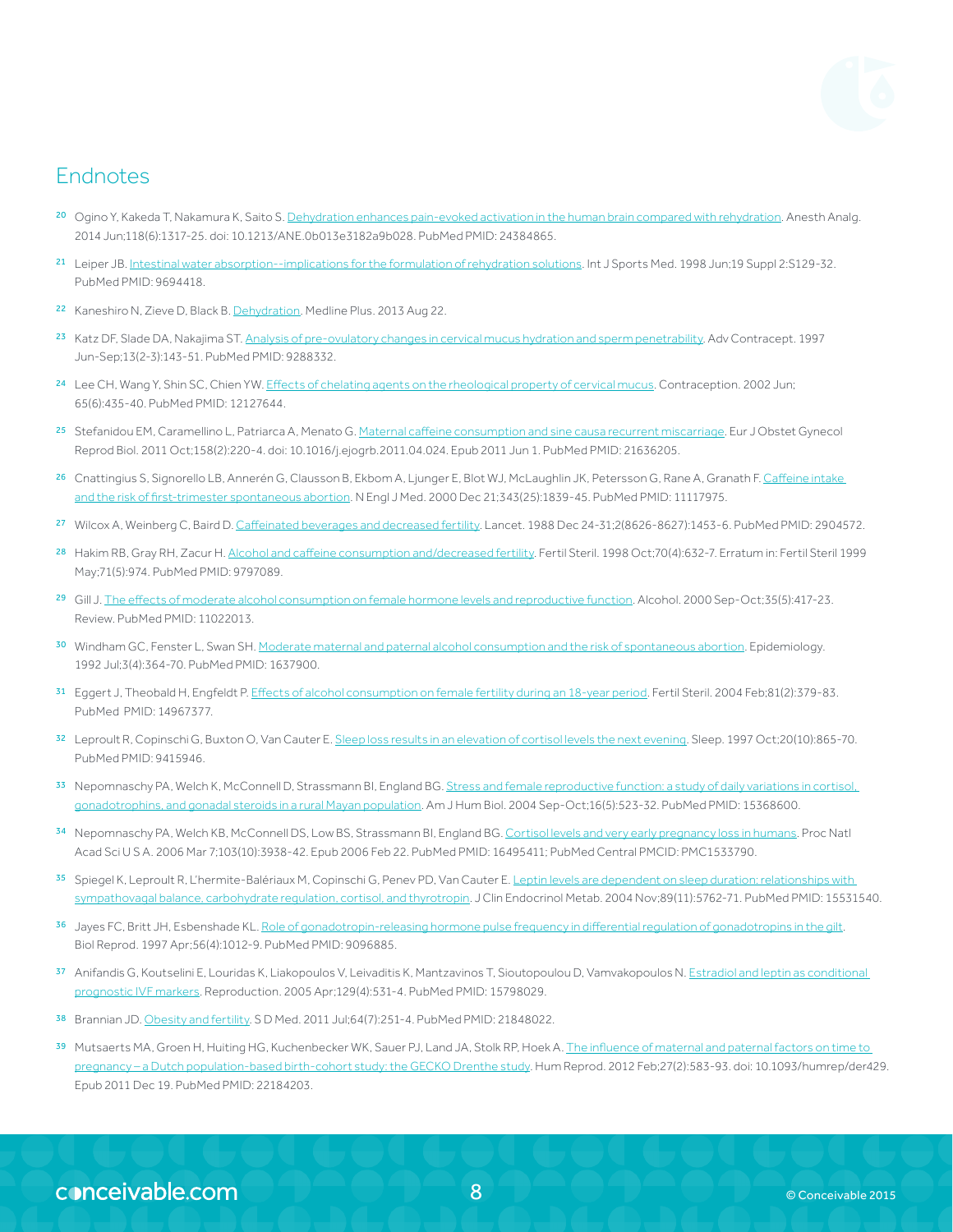## Endnotes

[20] Ogino Y, Kakeda T, Nakamura K, Saito S. Dehydration enhances pain-evoked activation in the human brain compared with rehydration. Anesth Analg. 2014 Jun;118(6):1317-25. doi: 10.1213/ANE.0b013e3182a9b028. PubMed PMID: 24384865.

[21] Leiper JB. Intestinal water absorption--implications for the formulation of rehydration solutions. Int J Sports Med. 1998 Jun;19 Suppl 2:S129-32. PubMed PMID: 9694418.

[22] Kaneshiro N, Zieve D, Black B. Dehydration. Medline Plus. 2013 Aug 22.

[23] Katz DF, Slade DA, Nakajima ST. Analysis of pre-ovulatory changes in cervical mucus hydration and sperm penetrability. Adv Contracept. 1997 Jun-Sep;13(2-3):143-51. PubMed PMID: 9288332.

[24] Lee CH, Wang Y, Shin SC, Chien YW. Effects of chelating agents on the rheological property of cervical mucus. Contraception. 2002 Jun; 65(6):435-40. PubMed PMID: 12127644.

[25] Stefanidou EM, Caramellino L, Patriarca A, Menato G. Maternal caffeine consumption and sine causa recurrent miscarriage. Eur J Obstet Gynecol Reprod Biol. 2011 Oct;158(2):220-4. doi: 10.1016/j.ejogrb.2011.04.024. Epub 2011 Jun 1. PubMed PMID: 21636205.

[26] Cnattingius S, Signorello LB, Annerén G, Clausson B, Ekbom A, Ljunger E, Blot WJ, McLaughlin JK, Petersson G, Rane A, Granath F. Caffeine intake and the risk of first-trimester spontaneous abortion. N Engl J Med. 2000 Dec 21;343(25):1839-45. PubMed PMID: 11117975.

[27] Wilcox A, Weinberg C, Baird D. Caffeinated beverages and decreased fertility. Lancet. 1988 Dec 24-31;2(8626-8627):1453-6. PubMed PMID: 2904572.

[28] Hakim RB, Gray RH, Zacur H. Alcohol and caffeine consumption and/decreased fertility. Fertil Steril. 1998 Oct;70(4):632-7. Erratum in: Fertil Steril 1999 May;71(5):974. PubMed PMID: 9797089.

[29] Gill J. The effects of moderate alcohol consumption on female hormone levels and reproductive function. Alcohol. 2000 Sep-Oct;35(5):417-23. Review. PubMed PMID: 11022013.

[30] Windham GC, Fenster L, Swan SH. Moderate maternal and paternal alcohol consumption and the risk of spontaneous abortion. Epidemiology. 1992 Jul;3(4):364-70. PubMed PMID: 1637900.

[31] Eggert J, Theobald H, Engfeldt P. Effects of alcohol consumption on female fertility during an 18-year period. Fertil Steril. 2004 Feb;81(2):379-83. PubMed PMID: 14967377.

[32] Leproult R, Copinschi G, Buxton O, Van Cauter E. Sleep loss results in an elevation of cortisol levels the next evening. Sleep. 1997 Oct;20(10):865-70. PubMed PMID: 9415946.

[33] Nepomnaschy PA, Welch K, McConnell D, Strassmann BI, England BG. Stress and female reproductive function: a study of daily variations in cortisol, gonadotrophins, and gonadal steroids in a rural Mayan population. Am J Hum Biol. 2004 Sep-Oct;16(5):523-32. PubMed PMID: 15368600.

[34] Nepomnaschy PA, Welch KB, McConnell DS, Low BS, Strassmann BI, England BG. Cortisol levels and very early pregnancy loss in humans. Proc Natl Acad Sci U S A. 2006 Mar 7;103(10):3938-42. Epub 2006 Feb 22. PubMed PMID: 16495411; PubMed Central PMCID: PMC1533790.

[35] Spiegel K, Leproult R, L'hermite-Balériaux M, Copinschi G, Penev PD, Van Cauter E. Leptin levels are dependent on sleep duration: relationships with sympathovagal balance, carbohydrate regulation, cortisol, and thyrotropin. J Clin Endocrinol Metab. 2004 Nov;89(11):5762-71. PubMed PMID: 15531540.

[36] Jayes FC, Britt JH, Esbenshade KL. Role of gonadotropin-releasing hormone pulse frequency in differential regulation of gonadotropins in the gilt. Biol Reprod. 1997 Apr;56(4):1012-9. PubMed PMID: 9096885.

[37] Anifandis G, Koutselini E, Louridas K, Liakopoulos V, Leivaditis K, Mantzavinos T, Sioutopoulou D, Vamvakopoulos N. Estradiol and leptin as conditional prognostic IVF markers. Reproduction. 2005 Apr;129(4):531-4. PubMed PMID: 15798029.

[38] Brannian JD. Obesity and fertility. S D Med. 2011 Jul;64(7):251-4. PubMed PMID: 21848022.

[39] Mutsaerts MA, Groen H, Huiting HG, Kuchenbecker WK, Sauer PJ, Land JA, Stolk RP, Hoek A. The influence of maternal and paternal factors on time to pregnancy – a Dutch population-based birth-cohort study: the GECKO Drenthe study. Hum Reprod. 2012 Feb;27(2):583-93. doi: 10.1093/humrep/der429. Epub 2011 Dec 19. PubMed PMID: 22184203.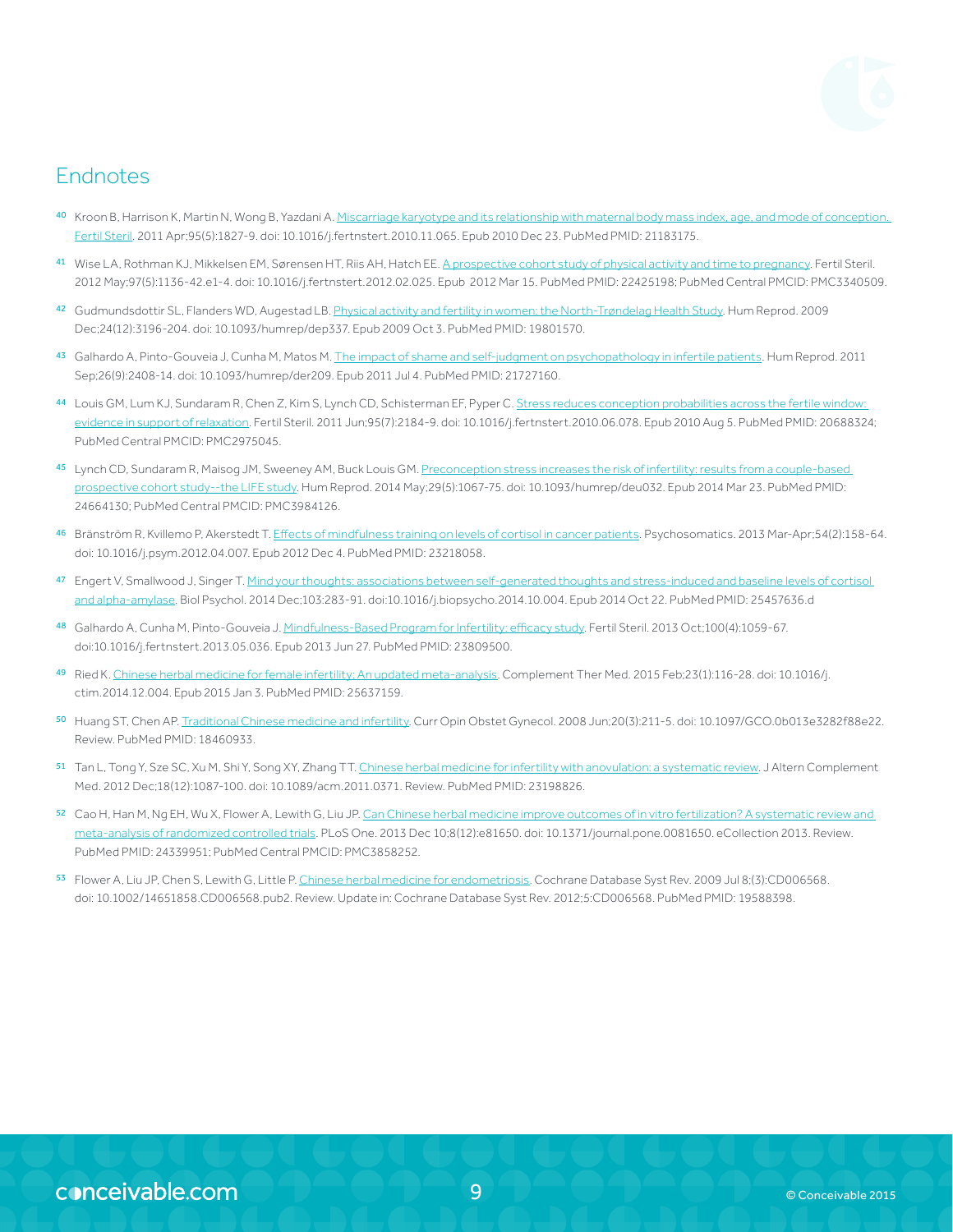## Endnotes

[40] Kroon B, Harrison K, Martin N, Wong B, Yazdani A. Miscarriage karyotype and its relationship with maternal body mass index, age, and mode of conception. Fertil Steril. 2011 Apr;95(5):1827-9. doi: 10.1016/j.fertnstert.2010.11.065. Epub 2010 Dec 23. PubMed PMID: 21183175.

[41] Wise LA, Rothman KJ, Mikkelsen EM, Sørensen HT, Riis AH, Hatch EE. A prospective cohort study of physical activity and time to pregnancy. Fertil Steril. 2012 May;97(5):1136-42.e1-4. doi: 10.1016/j.fertnstert.2012.02.025. Epub 2012 Mar 15. PubMed PMID: 22425198; PubMed Central PMCID: PMC3340509.

[42] Gudmundsdottir SL, Flanders WD, Augestad LB. Physical activity and fertility in women: the North-Trøndelag Health Study. Hum Reprod. 2009 Dec;24(12):3196-204. doi: 10.1093/humrep/dep337. Epub 2009 Oct 3. PubMed PMID: 19801570.

[43] Galhardo A, Pinto-Gouveia J, Cunha M, Matos M. The impact of shame and self-judgment on psychopathology in infertile patients. Hum Reprod. 2011 Sep;26(9):2408-14. doi: 10.1093/humrep/der209. Epub 2011 Jul 4. PubMed PMID: 21727160.

[44] Louis GM, Lum KJ, Sundaram R, Chen Z, Kim S, Lynch CD, Schisterman EF, Pyper C. Stress reduces conception probabilities across the fertile window: evidence in support of relaxation. Fertil Steril. 2011 Jun;95(7):2184-9. doi: 10.1016/j.fertnstert.2010.06.078. Epub 2010 Aug 5. PubMed PMID: 20688324; PubMed Central PMCID: PMC2975045.

[45] Lynch CD, Sundaram R, Maisog JM, Sweeney AM, Buck Louis GM. Preconception stress increases the risk of infertility: results from a couple-based prospective cohort study--the LIFE study. Hum Reprod. 2014 May;29(5):1067-75. doi: 10.1093/humrep/deu032. Epub 2014 Mar 23. PubMed PMID: 24664130; PubMed Central PMCID: PMC3984126.

[46] Bränström R, Kvillemo P, Akerstedt T. Effects of mindfulness training on levels of cortisol in cancer patients. Psychosomatics. 2013 Mar-Apr;54(2):158-64. doi: 10.1016/j.psym.2012.04.007. Epub 2012 Dec 4. PubMed PMID: 23218058.

[47] Engert V, Smallwood J, Singer T. Mind your thoughts: associations between self-generated thoughts and stress-induced and baseline levels of cortisol and alpha-amylase. Biol Psychol. 2014 Dec;103:283-91. doi:10.1016/j.biopsycho.2014.10.004. Epub 2014 Oct 22. PubMed PMID: 25457636.d

[48] Galhardo A, Cunha M, Pinto-Gouveia J. Mindfulness-Based Program for Infertility: efficacy study. Fertil Steril. 2013 Oct;100(4):1059-67. doi:10.1016/j.fertnstert.2013.05.036. Epub 2013 Jun 27. PubMed PMID: 23809500.

[49] Ried K. Chinese herbal medicine for female infertility: An updated meta-analysis. Complement Ther Med. 2015 Feb;23(1):116-28. doi: 10.1016/j.ctim.2014.12.004. Epub 2015 Jan 3. PubMed PMID: 25637159.

[50] Huang ST, Chen AP. Traditional Chinese medicine and infertility. Curr Opin Obstet Gynecol. 2008 Jun;20(3):211-5. doi: 10.1097/GCO.0b013e3282f88e22. Review. PubMed PMID: 18460933.

[51] Tan L, Tong Y, Sze SC, Xu M, Shi Y, Song XY, Zhang TT. Chinese herbal medicine for infertility with anovulation: a systematic review. J Altern Complement Med. 2012 Dec;18(12):1087-100. doi: 10.1089/acm.2011.0371. Review. PubMed PMID: 23198826.

[52] Cao H, Han M, Ng EH, Wu X, Flower A, Lewith G, Liu JP. Can Chinese herbal medicine improve outcomes of in vitro fertilization? A systematic review and meta-analysis of randomized controlled trials. PLoS One. 2013 Dec 10;8(12):e81650. doi: 10.1371/journal.pone.0081650. eCollection 2013. Review. PubMed PMID: 24339951; PubMed Central PMCID: PMC3858252.

[53] Flower A, Liu JP, Chen S, Lewith G, Little P. Chinese herbal medicine for endometriosis. Cochrane Database Syst Rev. 2009 Jul 8;(3):CD006568. doi: 10.1002/14651858.CD006568.pub2. Review. Update in: Cochrane Database Syst Rev. 2012;5:CD006568. PubMed PMID: 19588398.